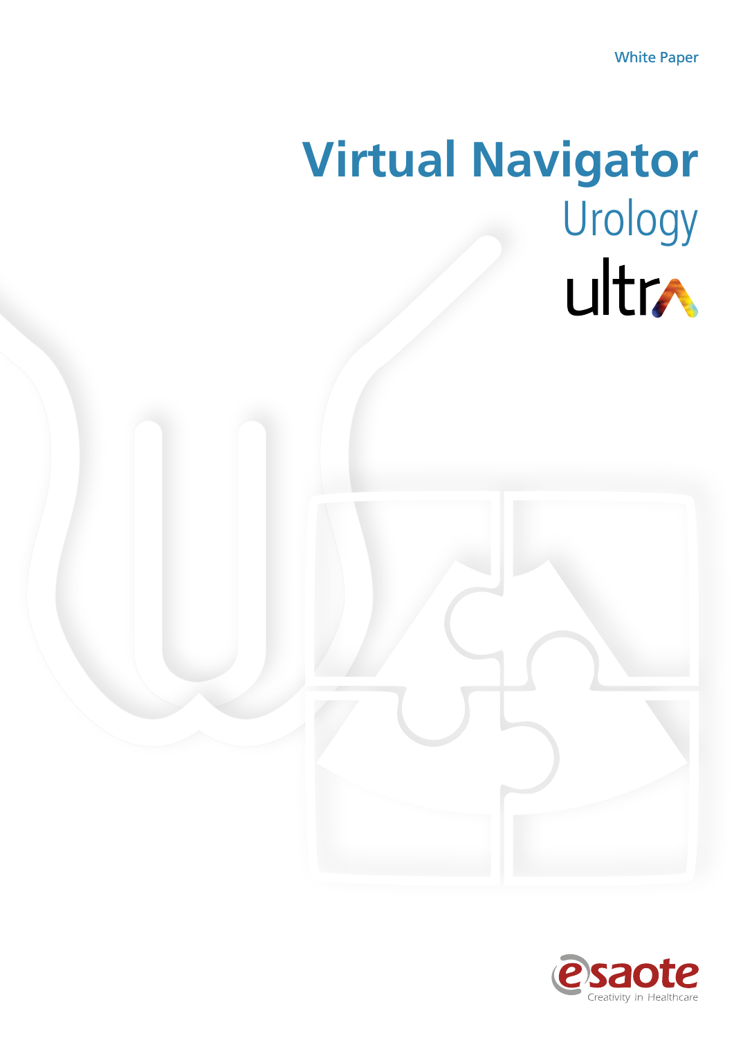White Paper

# Virtual Navigator

## Urology

ultra

esaote

Creativity in Healthcare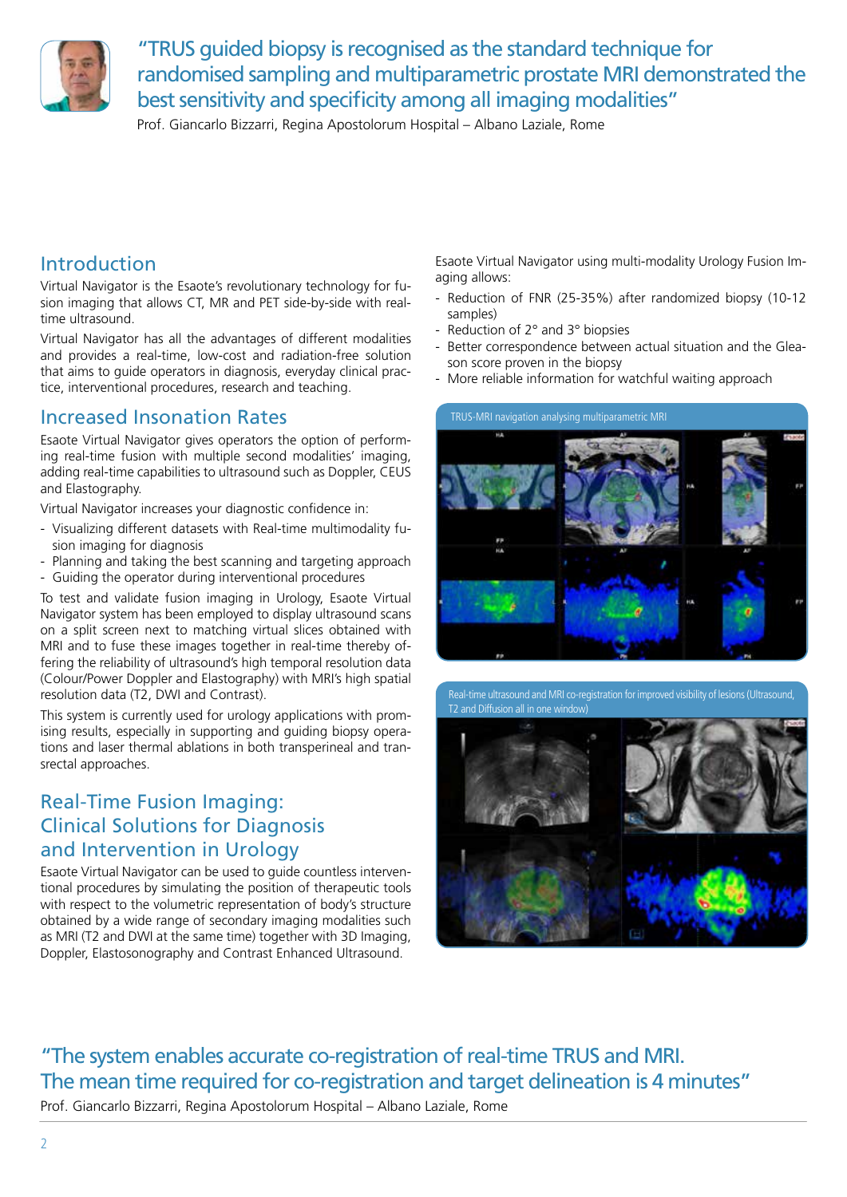> "TRUS guided biopsy is recognised as the standard technique for randomised sampling and multiparametric prostate MRI demonstrated the best sensitivity and specificity among all imaging modalities"

Prof. Giancarlo Bizzarri, Regina Apostolorum Hospital – Albano Laziale, Rome

## Introduction

Virtual Navigator is the Esaote's revolutionary technology for fusion imaging that allows CT, MR and PET side-by-side with real-time ultrasound.

Virtual Navigator has all the advantages of different modalities and provides a real-time, low-cost and radiation-free solution that aims to guide operators in diagnosis, everyday clinical practice, interventional procedures, research and teaching.

## Increased Insonation Rates

Esaote Virtual Navigator gives operators the option of performing real-time fusion with multiple second modalities' imaging, adding real-time capabilities to ultrasound such as Doppler, CEUS and Elastography.

Virtual Navigator increases your diagnostic confidence in:

- Visualizing different datasets with Real-time multimodality fusion imaging for diagnosis
- Planning and taking the best scanning and targeting approach
- Guiding the operator during interventional procedures

To test and validate fusion imaging in Urology, Esaote Virtual Navigator system has been employed to display ultrasound scans on a split screen next to matching virtual slices obtained with MRI and to fuse these images together in real-time thereby offering the reliability of ultrasound's high temporal resolution data (Colour/Power Doppler and Elastography) with MRI's high spatial resolution data (T2, DWI and Contrast).

This system is currently used for urology applications with promising results, especially in supporting and guiding biopsy operations and laser thermal ablations in both transperineal and transrectal approaches.

## Real-Time Fusion Imaging: Clinical Solutions for Diagnosis and Intervention in Urology

Esaote Virtual Navigator can be used to guide countless interventional procedures by simulating the position of therapeutic tools with respect to the volumetric representation of body's structure obtained by a wide range of secondary imaging modalities such as MRI (T2 and DWI at the same time) together with 3D Imaging, Doppler, Elastosonography and Contrast Enhanced Ultrasound.

Esaote Virtual Navigator using multi-modality Urology Fusion Imaging allows:

- Reduction of FNR (25-35%) after randomized biopsy (10-12 samples)
- Reduction of 2° and 3° biopsies
- Better correspondence between actual situation and the Gleason score proven in the biopsy
- More reliable information for watchful waiting approach

TRUS-MRI navigation analysing multiparametric MRI

Real-time ultrasound and MRI co-registration for improved visibility of lesions (Ultrasound, T2 and Diffusion all in one window)

> "The system enables accurate co-registration of real-time TRUS and MRI. The mean time required for co-registration and target delineation is 4 minutes"

Prof. Giancarlo Bizzarri, Regina Apostolorum Hospital – Albano Laziale, Rome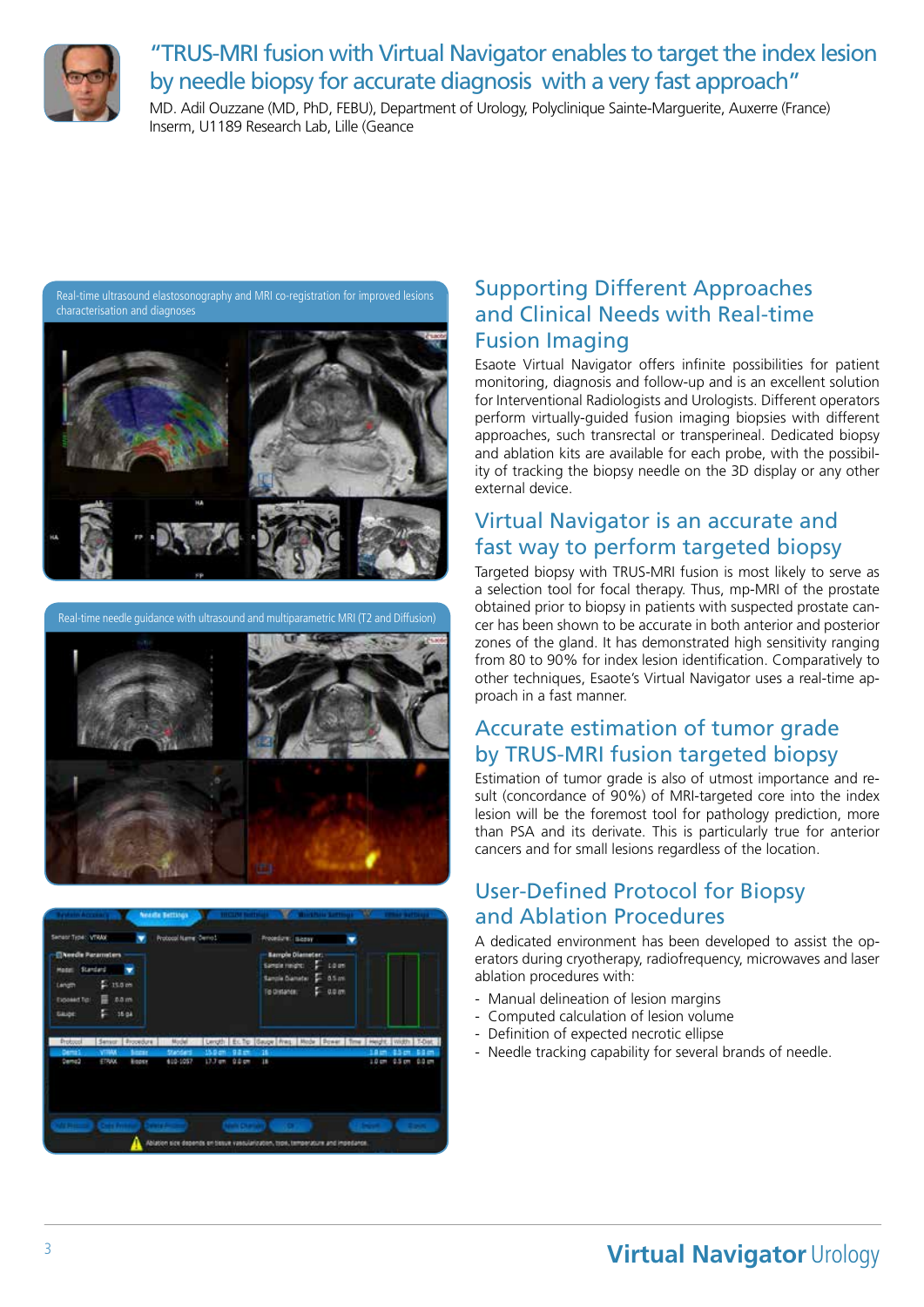## "TRUS-MRI fusion with Virtual Navigator enables to target the index lesion by needle biopsy for accurate diagnosis with a very fast approach"

MD. Adil Ouzzane (MD, PhD, FEBU), Department of Urology, Polyclinique Sainte-Marguerite, Auxerre (France)
Inserm, U1189 Research Lab, Lille (Geance

Real-time ultrasound elastosonography and MRI co-registration for improved lesions characterisation and diagnoses

Real-time needle guidance with ultrasound and multiparametric MRI (T2 and Diffusion)

## Supporting Different Approaches and Clinical Needs with Real-time Fusion Imaging

Esaote Virtual Navigator offers infinite possibilities for patient monitoring, diagnosis and follow-up and is an excellent solution for Interventional Radiologists and Urologists. Different operators perform virtually-guided fusion imaging biopsies with different approaches, such transrectal or transperineal. Dedicated biopsy and ablation kits are available for each probe, with the possibility of tracking the biopsy needle on the 3D display or any other external device.

## Virtual Navigator is an accurate and fast way to perform targeted biopsy

Targeted biopsy with TRUS-MRI fusion is most likely to serve as a selection tool for focal therapy. Thus, mp-MRI of the prostate obtained prior to biopsy in patients with suspected prostate cancer has been shown to be accurate in both anterior and posterior zones of the gland. It has demonstrated high sensitivity ranging from 80 to 90% for index lesion identification. Comparatively to other techniques, Esaote's Virtual Navigator uses a real-time approach in a fast manner.

## Accurate estimation of tumor grade by TRUS-MRI fusion targeted biopsy

Estimation of tumor grade is also of utmost importance and result (concordance of 90%) of MRI-targeted core into the index lesion will be the foremost tool for pathology prediction, more than PSA and its derivate. This is particularly true for anterior cancers and for small lesions regardless of the location.

## User-Defined Protocol for Biopsy and Ablation Procedures

A dedicated environment has been developed to assist the operators during cryotherapy, radiofrequency, microwaves and laser ablation procedures with:

- Manual delineation of lesion margins
- Computed calculation of lesion volume
- Definition of expected necrotic ellipse
- Needle tracking capability for several brands of needle.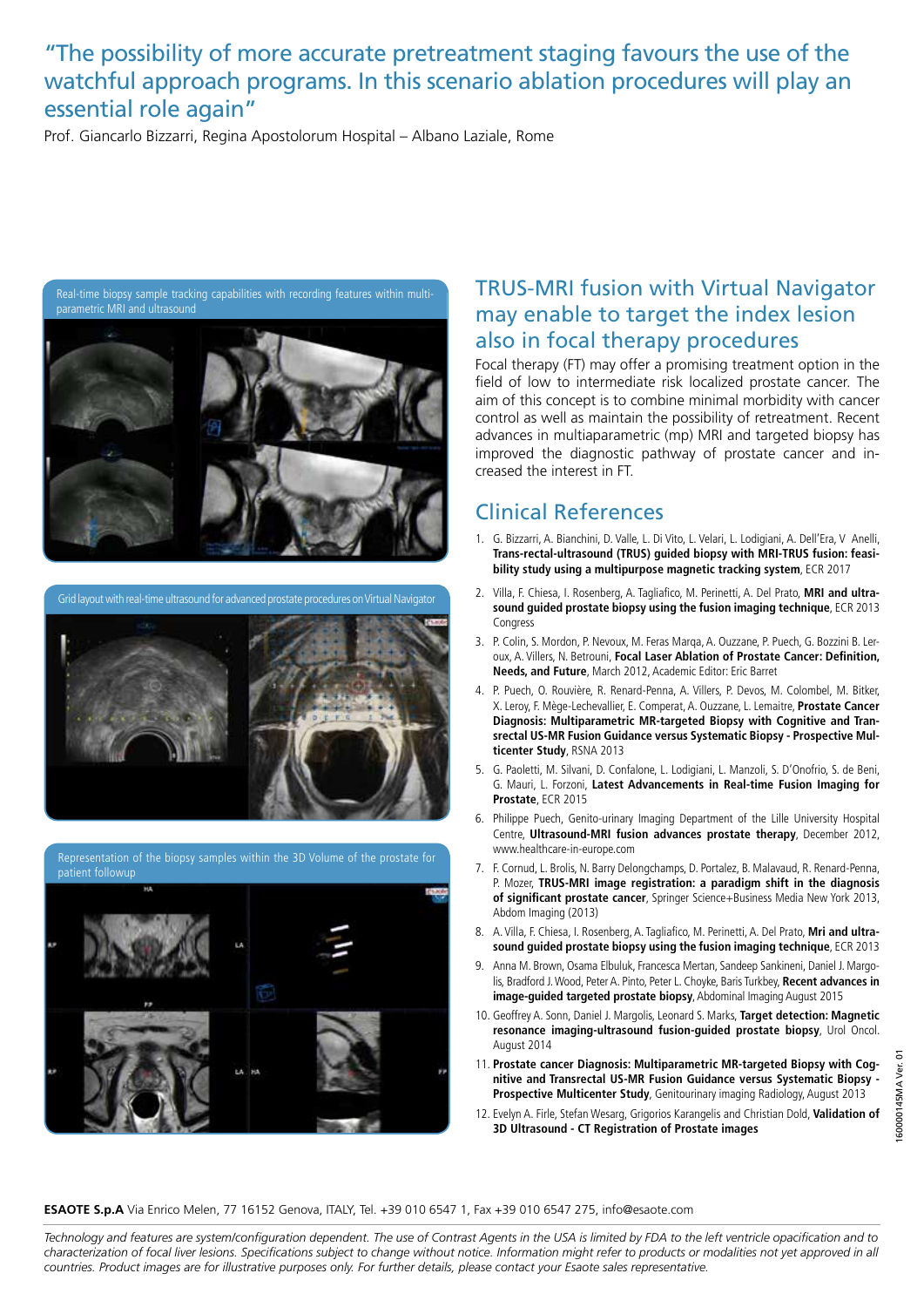"The possibility of more accurate pretreatment staging favours the use of the watchful approach programs. In this scenario ablation procedures will play an essential role again"

Prof. Giancarlo Bizzarri, Regina Apostolorum Hospital – Albano Laziale, Rome

Real-time biopsy sample tracking capabilities with recording features within multi-parametric MRI and ultrasound

Grid layout with real-time ultrasound for advanced prostate procedures on Virtual Navigator

Representation of the biopsy samples within the 3D Volume of the prostate for patient followup

## TRUS-MRI fusion with Virtual Navigator may enable to target the index lesion also in focal therapy procedures

Focal therapy (FT) may offer a promising treatment option in the field of low to intermediate risk localized prostate cancer. The aim of this concept is to combine minimal morbidity with cancer control as well as maintain the possibility of retreatment. Recent advances in multiaparametric (mp) MRI and targeted biopsy has improved the diagnostic pathway of prostate cancer and increased the interest in FT.

## Clinical References

1. G. Bizzarri, A. Bianchini, D. Valle, L. Di Vito, L. Velari, L. Lodigiani, A. Dell'Era, V Anelli, **Trans-rectal-ultrasound (TRUS) guided biopsy with MRI-TRUS fusion: feasibility study using a multipurpose magnetic tracking system**, ECR 2017
2. Villa, F. Chiesa, I. Rosenberg, A. Tagliafico, M. Perinetti, A. Del Prato, **MRI and ultrasound guided prostate biopsy using the fusion imaging technique**, ECR 2013 Congress
3. P. Colin, S. Mordon, P. Nevoux, M. Feras Marqa, A. Ouzzane, P. Puech, G. Bozzini B. Leroux, A. Villers, N. Betrouni, **Focal Laser Ablation of Prostate Cancer: Definition, Needs, and Future**, March 2012, Academic Editor: Eric Barret
4. P. Puech, O. Rouvière, R. Renard-Penna, A. Villers, P. Devos, M. Colombel, M. Bitker, X. Leroy, F. Mège-Lechevallier, E. Comperat, A. Ouzzane, L. Lemaitre, **Prostate Cancer Diagnosis: Multiparametric MR-targeted Biopsy with Cognitive and Transrectal US-MR Fusion Guidance versus Systematic Biopsy - Prospective Multicenter Study**, RSNA 2013
5. G. Paoletti, M. Silvani, D. Confalone, L. Lodigiani, L. Manzoli, S. D'Onofrio, S. de Beni, G. Mauri, L. Forzoni, **Latest Advancements in Real-time Fusion Imaging for Prostate**, ECR 2015
6. Philippe Puech, Genito-urinary Imaging Department of the Lille University Hospital Centre, **Ultrasound-MRI fusion advances prostate therapy**, December 2012, www.healthcare-in-europe.com
7. F. Cornud, L. Brolis, N. Barry Delongchamps, D. Portalez, B. Malavaud, R. Renard-Penna, P. Mozer, **TRUS-MRI image registration: a paradigm shift in the diagnosis of significant prostate cancer**, Springer Science+Business Media New York 2013, Abdom Imaging (2013)
8. A. Villa, F. Chiesa, I. Rosenberg, A. Tagliafico, M. Perinetti, A. Del Prato, **Mri and ultrasound guided prostate biopsy using the fusion imaging technique**, ECR 2013
9. Anna M. Brown, Osama Elbuluk, Francesca Mertan, Sandeep Sankineni, Daniel J. Margolis, Bradford J. Wood, Peter A. Pinto, Peter L. Choyke, Baris Turkbey, **Recent advances in image-guided targeted prostate biopsy**, Abdominal Imaging August 2015
10. Geoffrey A. Sonn, Daniel J. Margolis, Leonard S. Marks, **Target detection: Magnetic resonance imaging-ultrasound fusion-guided prostate biopsy**, Urol Oncol. August 2014
11. **Prostate cancer Diagnosis: Multiparametric MR-targeted Biopsy with Cognitive and Transrectal US-MR Fusion Guidance versus Systematic Biopsy - Prospective Multicenter Study**, Genitourinary imaging Radiology, August 2013
12. Evelyn A. Firle, Stefan Wesarg, Grigorios Karangelis and Christian Dold, **Validation of 3D Ultrasound - CT Registration of Prostate images**

160000145MA Ver. 01

**ESAOTE S.p.A** Via Enrico Melen, 77 16152 Genova, ITALY, Tel. +39 010 6547 1, Fax +39 010 6547 275, info@esaote.com

*Technology and features are system/configuration dependent. The use of Contrast Agents in the USA is limited by FDA to the left ventricle opacification and to characterization of focal liver lesions. Specifications subject to change without notice. Information might refer to products or modalities not yet approved in all countries. Product images are for illustrative purposes only. For further details, please contact your Esaote sales representative.*